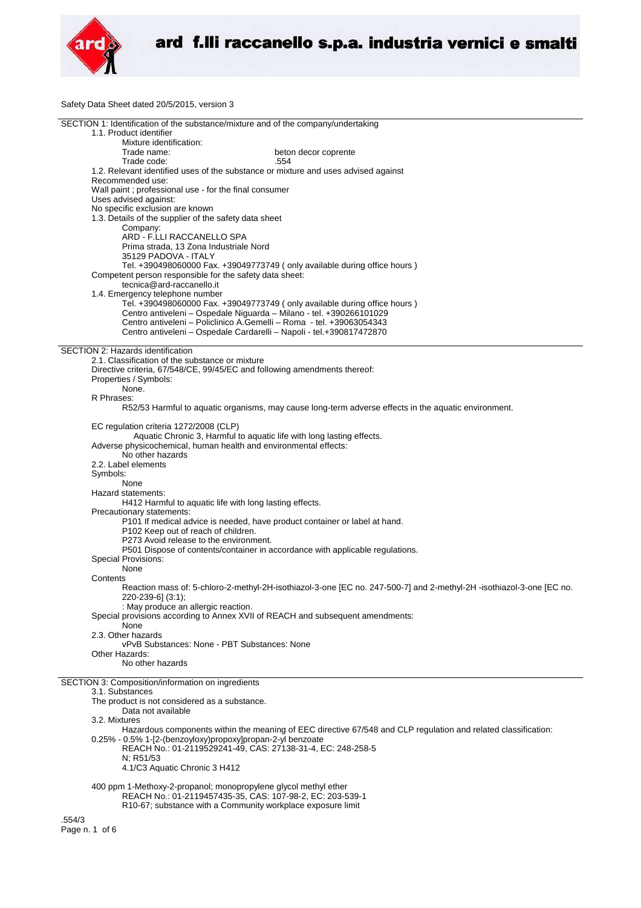ard f.lli raccanello s.p.a. industria vernici e smalti

Safety Data Sheet dated 20/5/2015, version 3

## SECTION 1: Identification of the substance/mixture and of the company/undertaking

1.1. Product identifier

Mixture identification:

Trade name: beton decor coprente

Trade code: .554

1.2. Relevant identified uses of the substance or mixture and uses advised against

Recommended use:

Wall paint ; professional use - for the final consumer

Uses advised against:

No specific exclusion are known

1.3. Details of the supplier of the safety data sheet

Company:

ARD - F.LLI RACCANELLO SPA
Prima strada, 13 Zona Industriale Nord
35129 PADOVA - ITALY
Tel. +390498060000 Fax. +39049773749 ( only available during office hours )

Competent person responsible for the safety data sheet:

tecnica@ard-raccanello.it

1.4. Emergency telephone number

Tel. +390498060000 Fax. +39049773749 ( only available during office hours )
Centro antiveleni – Ospedale Niguarda – Milano - tel. +390266101029
Centro antiveleni – Policlinico A.Gemelli – Roma - tel. +39063054343
Centro antiveleni – Ospedale Cardarelli – Napoli - tel.+390817472870

## SECTION 2: Hazards identification

2.1. Classification of the substance or mixture

Directive criteria, 67/548/CE, 99/45/EC and following amendments thereof:

Properties / Symbols:

None.

R Phrases:

R52/53 Harmful to aquatic organisms, may cause long-term adverse effects in the aquatic environment.

EC regulation criteria 1272/2008 (CLP)

Aquatic Chronic 3, Harmful to aquatic life with long lasting effects.

Adverse physicochemical, human health and environmental effects:

No other hazards

2.2. Label elements

Symbols:

None

Hazard statements:

H412 Harmful to aquatic life with long lasting effects.

Precautionary statements:

P101 If medical advice is needed, have product container or label at hand.
P102 Keep out of reach of children.
P273 Avoid release to the environment.
P501 Dispose of contents/container in accordance with applicable regulations.

Special Provisions:

None

Contents

Reaction mass of: 5-chloro-2-methyl-2H-isothiazol-3-one [EC no. 247-500-7] and 2-methyl-2H -isothiazol-3-one [EC no. 220-239-6] (3:1);
: May produce an allergic reaction.

Special provisions according to Annex XVII of REACH and subsequent amendments:

None

2.3. Other hazards

vPvB Substances: None - PBT Substances: None

Other Hazards:

No other hazards

## SECTION 3: Composition/information on ingredients

3.1. Substances

The product is not considered as a substance.

Data not available

3.2. Mixtures

Hazardous components within the meaning of EEC directive 67/548 and CLP regulation and related classification:

0.25% - 0.5% 1-[2-(benzoyloxy)propoxy]propan-2-yl benzoate
REACH No.: 01-2119529241-49, CAS: 27138-31-4, EC: 248-258-5
N; R51/53
4.1/C3 Aquatic Chronic 3 H412

400 ppm 1-Methoxy-2-propanol; monopropylene glycol methyl ether
REACH No.: 01-2119457435-35, CAS: 107-98-2, EC: 203-539-1
R10-67; substance with a Community workplace exposure limit

.554/3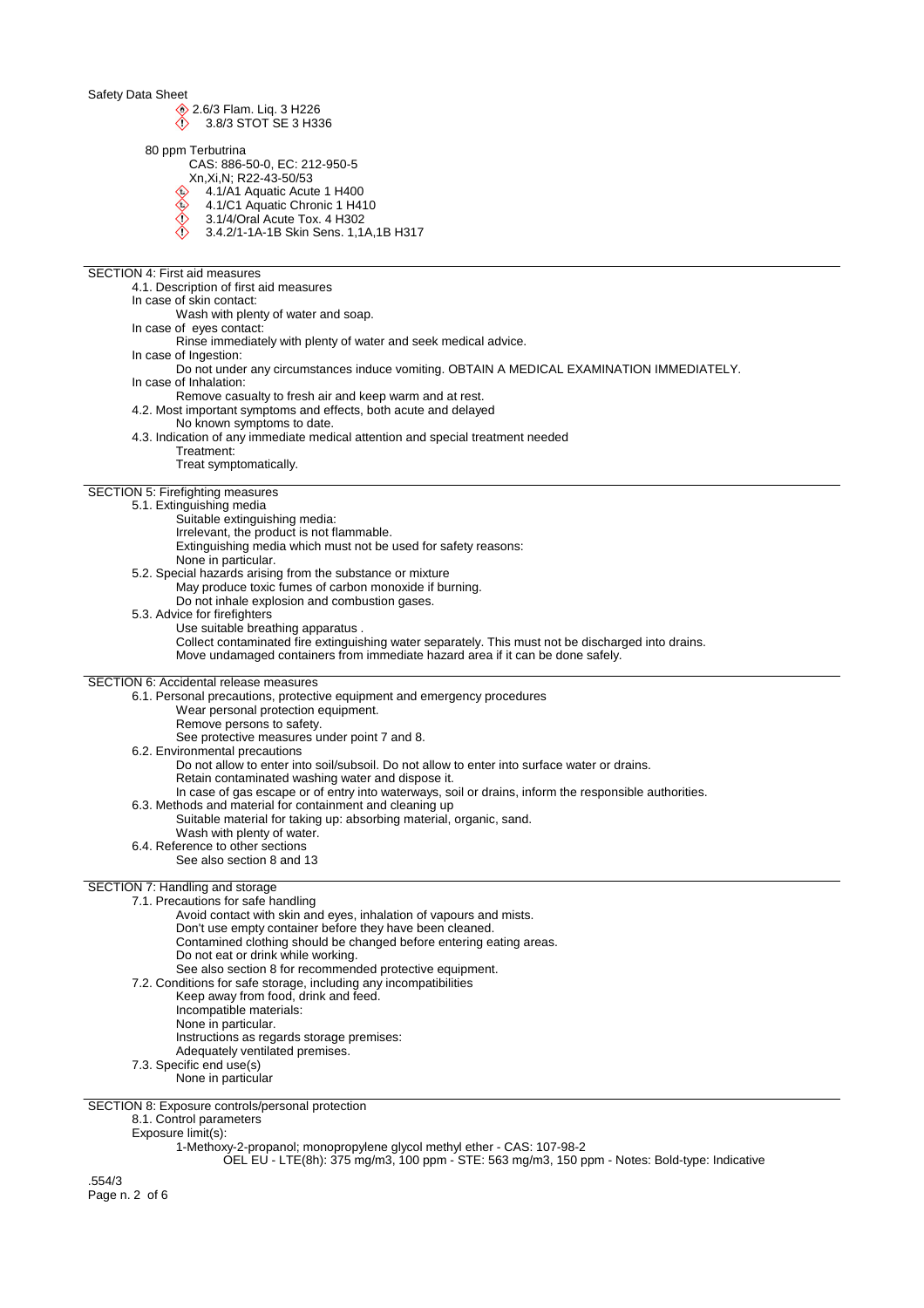Safety Data Sheet

- 2.6/3 Flam. Liq. 3 H226
- 3.8/3 STOT SE 3 H336

80 ppm Terbutrina

CAS: 886-50-0, EC: 212-950-5

Xn,Xi,N; R22-43-50/53

- 4.1/A1 Aquatic Acute 1 H400
- 4.1/C1 Aquatic Chronic 1 H410
- 3.1/4/Oral Acute Tox. 4 H302
- 3.4.2/1-1A-1B Skin Sens. 1,1A,1B H317

## SECTION 4: First aid measures

4.1. Description of first aid measures

In case of skin contact:

Wash with plenty of water and soap.

In case of eyes contact:

Rinse immediately with plenty of water and seek medical advice.

In case of Ingestion:

Do not under any circumstances induce vomiting. OBTAIN A MEDICAL EXAMINATION IMMEDIATELY.

In case of Inhalation:

Remove casualty to fresh air and keep warm and at rest.

4.2. Most important symptoms and effects, both acute and delayed

No known symptoms to date.

4.3. Indication of any immediate medical attention and special treatment needed

Treatment:

Treat symptomatically.

## SECTION 5: Firefighting measures

5.1. Extinguishing media

Suitable extinguishing media:

Irrelevant, the product is not flammable.

Extinguishing media which must not be used for safety reasons:

None in particular.

5.2. Special hazards arising from the substance or mixture

May produce toxic fumes of carbon monoxide if burning.

Do not inhale explosion and combustion gases.

5.3. Advice for firefighters

Use suitable breathing apparatus .

Collect contaminated fire extinguishing water separately. This must not be discharged into drains.

Move undamaged containers from immediate hazard area if it can be done safely.

## SECTION 6: Accidental release measures

6.1. Personal precautions, protective equipment and emergency procedures

Wear personal protection equipment.

Remove persons to safety.

See protective measures under point 7 and 8.

6.2. Environmental precautions

Do not allow to enter into soil/subsoil. Do not allow to enter into surface water or drains.

Retain contaminated washing water and dispose it.

In case of gas escape or of entry into waterways, soil or drains, inform the responsible authorities.

6.3. Methods and material for containment and cleaning up

Suitable material for taking up: absorbing material, organic, sand.

Wash with plenty of water.

6.4. Reference to other sections

See also section 8 and 13

## SECTION 7: Handling and storage

7.1. Precautions for safe handling

Avoid contact with skin and eyes, inhalation of vapours and mists.

Don't use empty container before they have been cleaned.

Contamined clothing should be changed before entering eating areas.

Do not eat or drink while working.

See also section 8 for recommended protective equipment.

7.2. Conditions for safe storage, including any incompatibilities

Keep away from food, drink and feed.

Incompatible materials:

None in particular.

Instructions as regards storage premises:

Adequately ventilated premises.

7.3. Specific end use(s)

None in particular

## SECTION 8: Exposure controls/personal protection

8.1. Control parameters

Exposure limit(s):

1-Methoxy-2-propanol; monopropylene glycol methyl ether - CAS: 107-98-2

OEL EU - LTE(8h): 375 mg/m3, 100 ppm - STE: 563 mg/m3, 150 ppm - Notes: Bold-type: Indicative

.554/3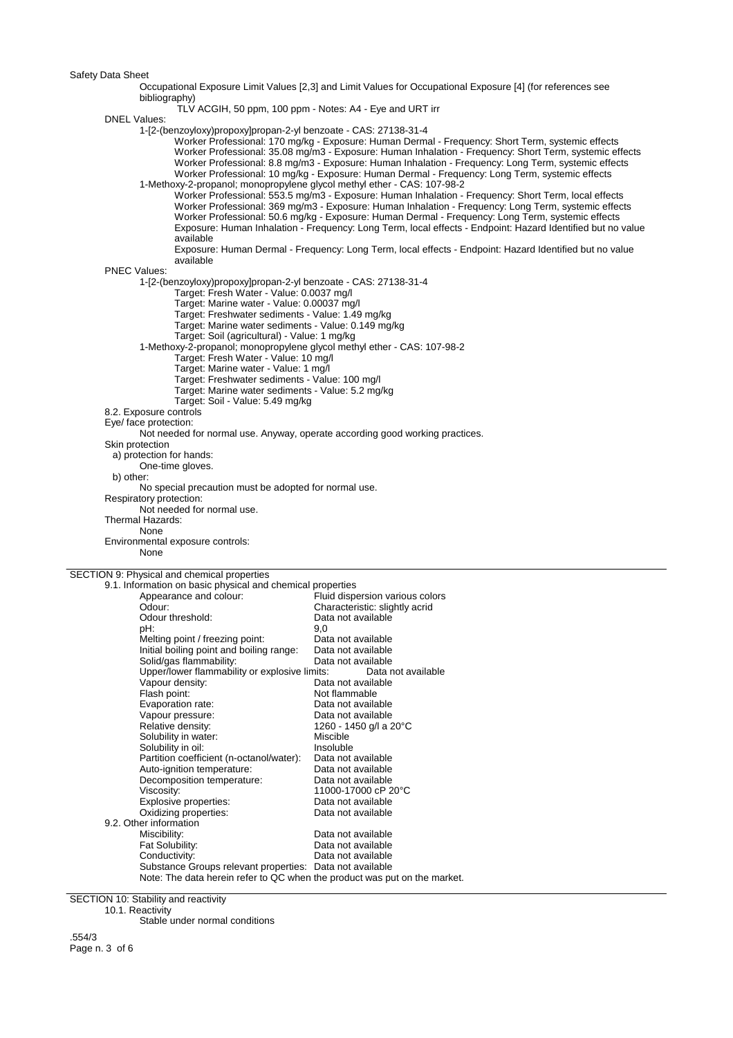Occupational Exposure Limit Values [2,3] and Limit Values for Occupational Exposure [4] (for references see bibliography)

TLV ACGIH, 50 ppm, 100 ppm - Notes: A4 - Eye and URT irr

DNEL Values:

1-[2-(benzoyloxy)propoxy]propan-2-yl benzoate - CAS: 27138-31-4

- Worker Professional: 170 mg/kg - Exposure: Human Dermal - Frequency: Short Term, systemic effects
- Worker Professional: 35.08 mg/m3 - Exposure: Human Inhalation - Frequency: Short Term, systemic effects
- Worker Professional: 8.8 mg/m3 - Exposure: Human Inhalation - Frequency: Long Term, systemic effects
- Worker Professional: 10 mg/kg - Exposure: Human Dermal - Frequency: Long Term, systemic effects

1-Methoxy-2-propanol; monopropylene glycol methyl ether - CAS: 107-98-2

- Worker Professional: 553.5 mg/m3 - Exposure: Human Inhalation - Frequency: Short Term, local effects
- Worker Professional: 369 mg/m3 - Exposure: Human Inhalation - Frequency: Long Term, systemic effects
- Worker Professional: 50.6 mg/kg - Exposure: Human Dermal - Frequency: Long Term, systemic effects
- Exposure: Human Inhalation - Frequency: Long Term, local effects - Endpoint: Hazard Identified but no value available
- Exposure: Human Dermal - Frequency: Long Term, local effects - Endpoint: Hazard Identified but no value available

PNEC Values:

1-[2-(benzoyloxy)propoxy]propan-2-yl benzoate - CAS: 27138-31-4

- Target: Fresh Water - Value: 0.0037 mg/l
- Target: Marine water - Value: 0.00037 mg/l
- Target: Freshwater sediments - Value: 1.49 mg/kg
- Target: Marine water sediments - Value: 0.149 mg/kg
- Target: Soil (agricultural) - Value: 1 mg/kg

1-Methoxy-2-propanol; monopropylene glycol methyl ether - CAS: 107-98-2

- Target: Fresh Water - Value: 10 mg/l
- Target: Marine water - Value: 1 mg/l
- Target: Freshwater sediments - Value: 100 mg/l
- Target: Marine water sediments - Value: 5.2 mg/kg
- Target: Soil - Value: 5.49 mg/kg

8.2. Exposure controls

Eye/ face protection:

Not needed for normal use. Anyway, operate according good working practices.

Skin protection

a) protection for hands:

One-time gloves.

b) other:

No special precaution must be adopted for normal use.

Respiratory protection:

Not needed for normal use.

Thermal Hazards:

None

Environmental exposure controls:

None

## SECTION 9: Physical and chemical properties

9.1. Information on basic physical and chemical properties

| Property | Value |
|---|---|
| Appearance and colour: | Fluid dispersion various colors |
| Odour: | Characteristic: slightly acrid |
| Odour threshold: | Data not available |
| pH: | 9,0 |
| Melting point / freezing point: | Data not available |
| Initial boiling point and boiling range: | Data not available |
| Solid/gas flammability: | Data not available |
| Upper/lower flammability or explosive limits: | Data not available |
| Vapour density: | Data not available |
| Flash point: | Not flammable |
| Evaporation rate: | Data not available |
| Vapour pressure: | Data not available |
| Relative density: | 1260 - 1450 g/l a 20°C |
| Solubility in water: | Miscible |
| Solubility in oil: | Insoluble |
| Partition coefficient (n-octanol/water): | Data not available |
| Auto-ignition temperature: | Data not available |
| Decomposition temperature: | Data not available |
| Viscosity: | 11000-17000 cP 20°C |
| Explosive properties: | Data not available |
| Oxidizing properties: | Data not available |

9.2. Other information

| Property | Value |
|---|---|
| Miscibility: | Data not available |
| Fat Solubility: | Data not available |
| Conductivity: | Data not available |
| Substance Groups relevant properties: | Data not available |

Note: The data herein refer to QC when the product was put on the market.

## SECTION 10: Stability and reactivity

10.1. Reactivity

Stable under normal conditions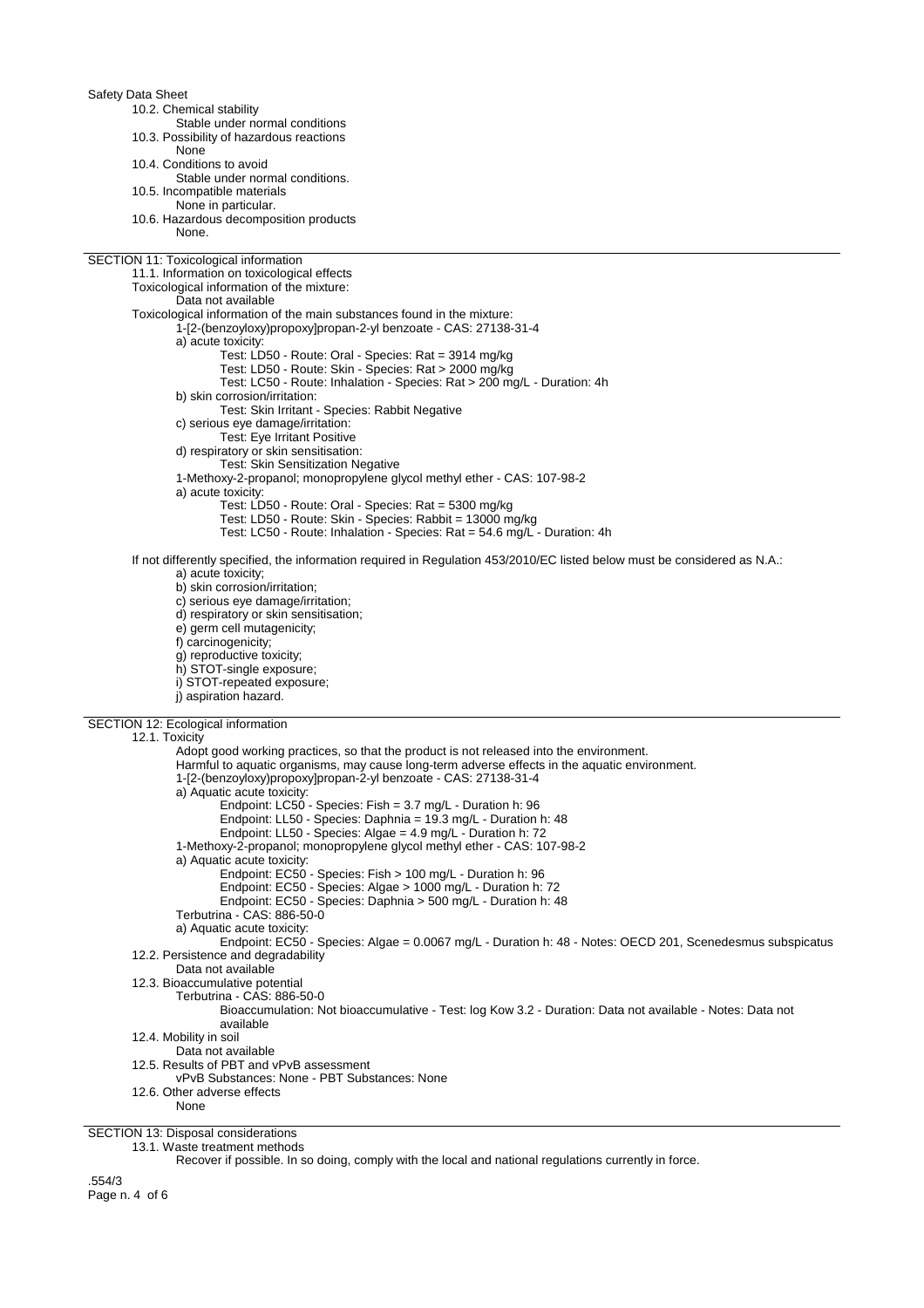10.2. Chemical stability
Stable under normal conditions

10.3. Possibility of hazardous reactions
None

10.4. Conditions to avoid
Stable under normal conditions.

10.5. Incompatible materials
None in particular.

10.6. Hazardous decomposition products
None.

## SECTION 11: Toxicological information

11.1. Information on toxicological effects

Toxicological information of the mixture:
Data not available

Toxicological information of the main substances found in the mixture:

1-[2-(benzoyloxy)propoxy]propan-2-yl benzoate - CAS: 27138-31-4

a) acute toxicity:
- Test: LD50 - Route: Oral - Species: Rat = 3914 mg/kg
- Test: LD50 - Route: Skin - Species: Rat > 2000 mg/kg
- Test: LC50 - Route: Inhalation - Species: Rat > 200 mg/L - Duration: 4h

b) skin corrosion/irritation:
- Test: Skin Irritant - Species: Rabbit Negative

c) serious eye damage/irritation:
- Test: Eye Irritant Positive

d) respiratory or skin sensitisation:
- Test: Skin Sensitization Negative

1-Methoxy-2-propanol; monopropylene glycol methyl ether - CAS: 107-98-2

a) acute toxicity:
- Test: LD50 - Route: Oral - Species: Rat = 5300 mg/kg
- Test: LD50 - Route: Skin - Species: Rabbit = 13000 mg/kg
- Test: LC50 - Route: Inhalation - Species: Rat = 54.6 mg/L - Duration: 4h

If not differently specified, the information required in Regulation 453/2010/EC listed below must be considered as N.A.:

a) acute toxicity;
b) skin corrosion/irritation;
c) serious eye damage/irritation;
d) respiratory or skin sensitisation;
e) germ cell mutagenicity;
f) carcinogenicity;
g) reproductive toxicity;
h) STOT-single exposure;
i) STOT-repeated exposure;
j) aspiration hazard.

## SECTION 12: Ecological information

12.1. Toxicity

Adopt good working practices, so that the product is not released into the environment.
Harmful to aquatic organisms, may cause long-term adverse effects in the aquatic environment.

1-[2-(benzoyloxy)propoxy]propan-2-yl benzoate - CAS: 27138-31-4

a) Aquatic acute toxicity:
- Endpoint: LC50 - Species: Fish = 3.7 mg/L - Duration h: 96
- Endpoint: LL50 - Species: Daphnia = 19.3 mg/L - Duration h: 48
- Endpoint: LL50 - Species: Algae = 4.9 mg/L - Duration h: 72

1-Methoxy-2-propanol; monopropylene glycol methyl ether - CAS: 107-98-2

a) Aquatic acute toxicity:
- Endpoint: EC50 - Species: Fish > 100 mg/L - Duration h: 96
- Endpoint: EC50 - Species: Algae > 1000 mg/L - Duration h: 72
- Endpoint: EC50 - Species: Daphnia > 500 mg/L - Duration h: 48

Terbutrina - CAS: 886-50-0

a) Aquatic acute toxicity:
- Endpoint: EC50 - Species: Algae = 0.0067 mg/L - Duration h: 48 - Notes: OECD 201, Scenedesmus subspicatus

12.2. Persistence and degradability
Data not available

12.3. Bioaccumulative potential

Terbutrina - CAS: 886-50-0
Bioaccumulation: Not bioaccumulative - Test: log Kow 3.2 - Duration: Data not available - Notes: Data not available

12.4. Mobility in soil
Data not available

12.5. Results of PBT and vPvB assessment
vPvB Substances: None - PBT Substances: None

12.6. Other adverse effects
None

## SECTION 13: Disposal considerations

13.1. Waste treatment methods
Recover if possible. In so doing, comply with the local and national regulations currently in force.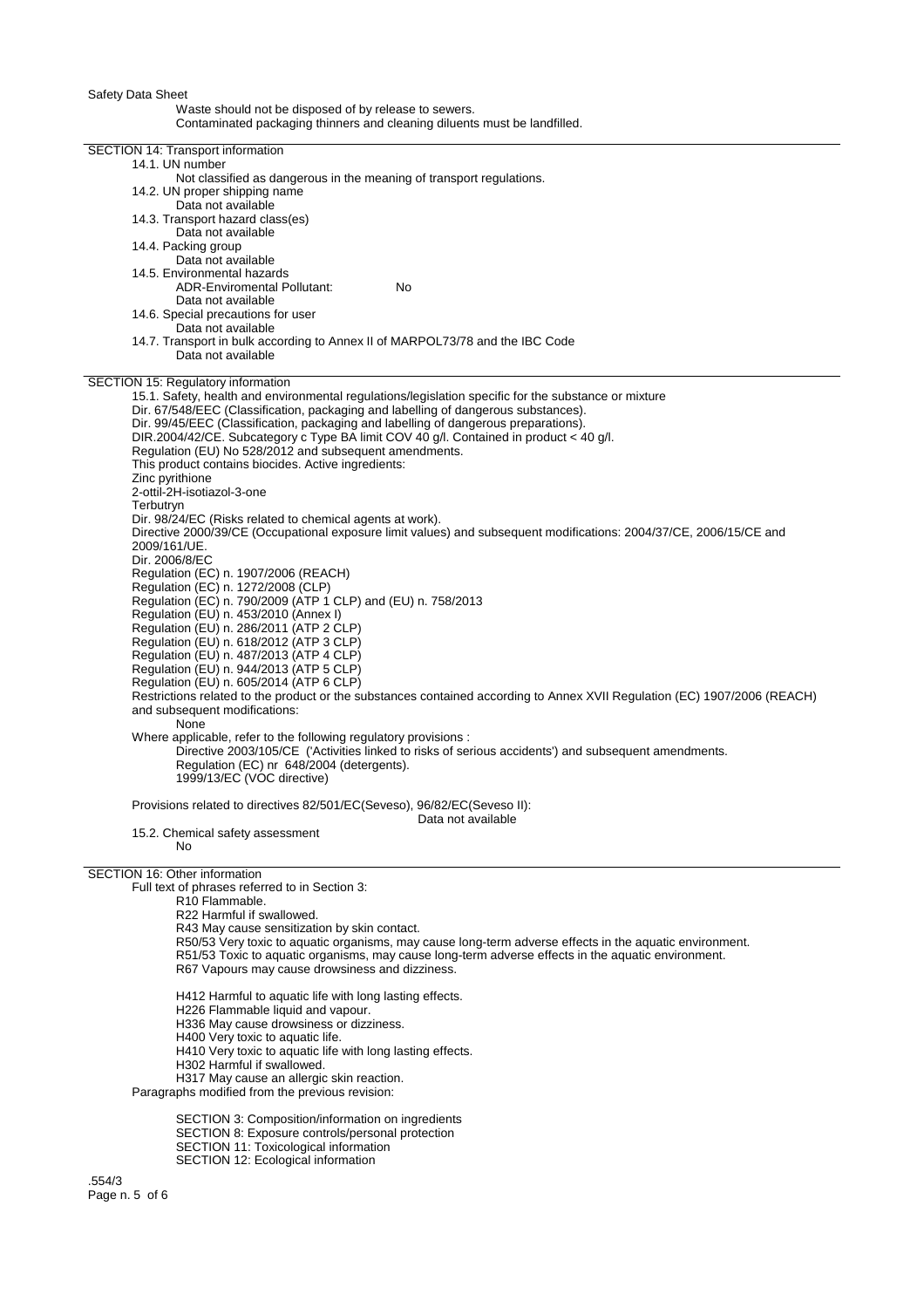Waste should not be disposed of by release to sewers.
Contaminated packaging thinners and cleaning diluents must be landfilled.

## SECTION 14: Transport information

14.1. UN number
Not classified as dangerous in the meaning of transport regulations.

14.2. UN proper shipping name
Data not available

14.3. Transport hazard class(es)
Data not available

14.4. Packing group
Data not available

14.5. Environmental hazards
ADR-Enviromental Pollutant: No
Data not available

14.6. Special precautions for user
Data not available

14.7. Transport in bulk according to Annex II of MARPOL73/78 and the IBC Code
Data not available

## SECTION 15: Regulatory information

15.1. Safety, health and environmental regulations/legislation specific for the substance or mixture
Dir. 67/548/EEC (Classification, packaging and labelling of dangerous substances).
Dir. 99/45/EEC (Classification, packaging and labelling of dangerous preparations).
DIR.2004/42/CE. Subcategory c Type BA limit COV 40 g/l. Contained in product < 40 g/l.
Regulation (EU) No 528/2012 and subsequent amendments.
This product contains biocides. Active ingredients:
Zinc pyrithione
2-ottil-2H-isotiazol-3-one
Terbutryn
Dir. 98/24/EC (Risks related to chemical agents at work).
Directive 2000/39/CE (Occupational exposure limit values) and subsequent modifications: 2004/37/CE, 2006/15/CE and 2009/161/UE.
Dir. 2006/8/EC
Regulation (EC) n. 1907/2006 (REACH)
Regulation (EC) n. 1272/2008 (CLP)
Regulation (EC) n. 790/2009 (ATP 1 CLP) and (EU) n. 758/2013
Regulation (EU) n. 453/2010 (Annex I)
Regulation (EU) n. 286/2011 (ATP 2 CLP)
Regulation (EU) n. 618/2012 (ATP 3 CLP)
Regulation (EU) n. 487/2013 (ATP 4 CLP)
Regulation (EU) n. 944/2013 (ATP 5 CLP)
Regulation (EU) n. 605/2014 (ATP 6 CLP)
Restrictions related to the product or the substances contained according to Annex XVII Regulation (EC) 1907/2006 (REACH) and subsequent modifications:
None
Where applicable, refer to the following regulatory provisions :
Directive 2003/105/CE ('Activities linked to risks of serious accidents') and subsequent amendments.
Regulation (EC) nr 648/2004 (detergents).
1999/13/EC (VOC directive)

Provisions related to directives 82/501/EC(Seveso), 96/82/EC(Seveso II):
Data not available

15.2. Chemical safety assessment
No

## SECTION 16: Other information

Full text of phrases referred to in Section 3:
R10 Flammable.
R22 Harmful if swallowed.
R43 May cause sensitization by skin contact.
R50/53 Very toxic to aquatic organisms, may cause long-term adverse effects in the aquatic environment.
R51/53 Toxic to aquatic organisms, may cause long-term adverse effects in the aquatic environment.
R67 Vapours may cause drowsiness and dizziness.

H412 Harmful to aquatic life with long lasting effects.
H226 Flammable liquid and vapour.
H336 May cause drowsiness or dizziness.
H400 Very toxic to aquatic life.
H410 Very toxic to aquatic life with long lasting effects.
H302 Harmful if swallowed.
H317 May cause an allergic skin reaction.

Paragraphs modified from the previous revision:

SECTION 3: Composition/information on ingredients
SECTION 8: Exposure controls/personal protection
SECTION 11: Toxicological information
SECTION 12: Ecological information

.554/3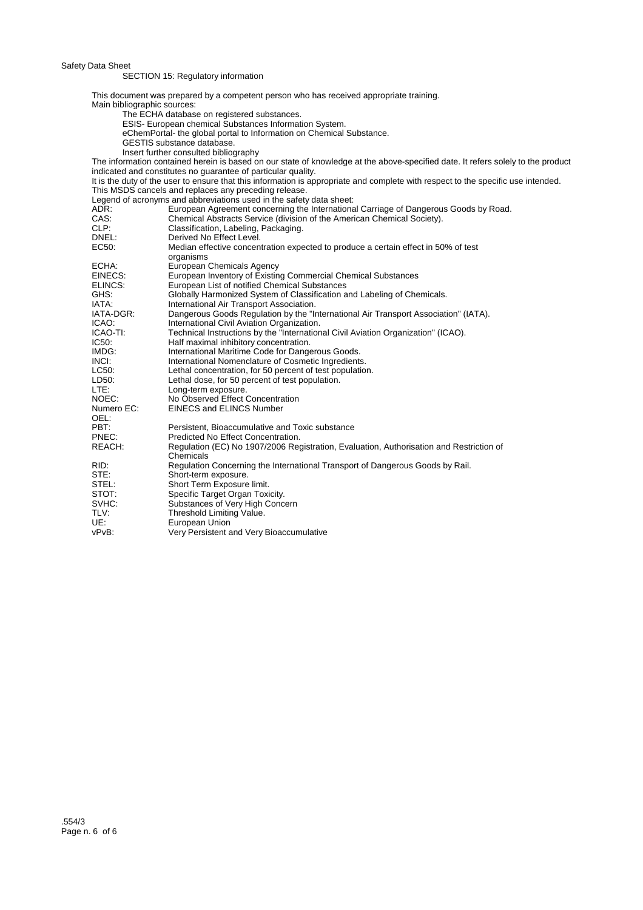## SECTION 15: Regulatory information

This document was prepared by a competent person who has received appropriate training.

Main bibliographic sources:

- The ECHA database on registered substances.
- ESIS- European chemical Substances Information System.
- eChemPortal- the global portal to Information on Chemical Substance.
- GESTIS substance database.
- Insert further consulted bibliography

The information contained herein is based on our state of knowledge at the above-specified date. It refers solely to the product indicated and constitutes no guarantee of particular quality.

It is the duty of the user to ensure that this information is appropriate and complete with respect to the specific use intended.

This MSDS cancels and replaces any preceding release.

Legend of acronyms and abbreviations used in the safety data sheet:

| | |
|---|---|
| ADR: | European Agreement concerning the International Carriage of Dangerous Goods by Road. |
| CAS: | Chemical Abstracts Service (division of the American Chemical Society). |
| CLP: | Classification, Labeling, Packaging. |
| DNEL: | Derived No Effect Level. |
| EC50: | Median effective concentration expected to produce a certain effect in 50% of test organisms |
| ECHA: | European Chemicals Agency |
| EINECS: | European Inventory of Existing Commercial Chemical Substances |
| ELINCS: | European List of notified Chemical Substances |
| GHS: | Globally Harmonized System of Classification and Labeling of Chemicals. |
| IATA: | International Air Transport Association. |
| IATA-DGR: | Dangerous Goods Regulation by the "International Air Transport Association" (IATA). |
| ICAO: | International Civil Aviation Organization. |
| ICAO-TI: | Technical Instructions by the "International Civil Aviation Organization" (ICAO). |
| IC50: | Half maximal inhibitory concentration. |
| IMDG: | International Maritime Code for Dangerous Goods. |
| INCI: | International Nomenclature of Cosmetic Ingredients. |
| LC50: | Lethal concentration, for 50 percent of test population. |
| LD50: | Lethal dose, for 50 percent of test population. |
| LTE: | Long-term exposure. |
| NOEC: | No Observed Effect Concentration |
| Numero EC: | EINECS and ELINCS Number |
| OEL: | |
| PBT: | Persistent, Bioaccumulative and Toxic substance |
| PNEC: | Predicted No Effect Concentration. |
| REACH: | Regulation (EC) No 1907/2006 Registration, Evaluation, Authorisation and Restriction of Chemicals |
| RID: | Regulation Concerning the International Transport of Dangerous Goods by Rail. |
| STE: | Short-term exposure. |
| STEL: | Short Term Exposure limit. |
| STOT: | Specific Target Organ Toxicity. |
| SVHC: | Substances of Very High Concern |
| TLV: | Threshold Limiting Value. |
| UE: | European Union |
| vPvB: | Very Persistent and Very Bioaccumulative |

.554/3